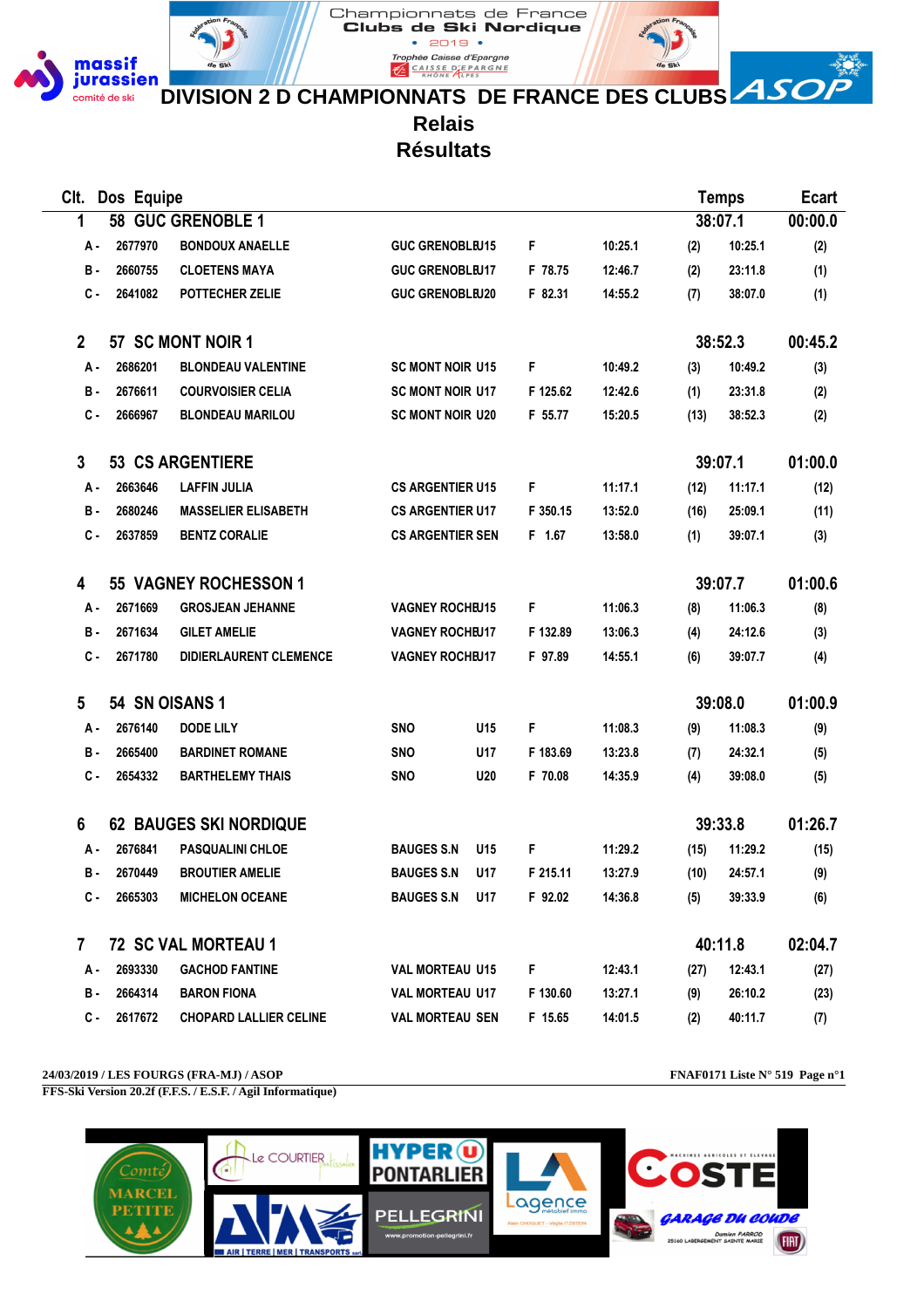Championnats de France
Clubs de Ski Nordique
• 2019 •
Trophée Caisse d'Epargne

# DIVISION 2 D CHAMPIONNATS DE FRANCE DES CLUBS

## Relais
## Résultats

| Clt. | Dos | Equipe | | | | | | Temps | Ecart |
|---|---|---|---|---|---|---|---|---|---|
| 1 | 58 | GUC GRENOBLE 1 | | | | | | 38:07.1 | 00:00.0 |
| A - | 2677970 | BONDOUX ANAELLE | GUC GRENOBLE U15 | F | 10:25.1 | (2) | 10:25.1 | (2) | |
| B - | 2660755 | CLOETENS MAYA | GUC GRENOBLE U17 | F 78.75 | 12:46.7 | (2) | 23:11.8 | (1) | |
| C - | 2641082 | POTTECHER ZELIE | GUC GRENOBLE U20 | F 82.31 | 14:55.2 | (7) | 38:07.0 | (1) | |
| 2 | 57 | SC MONT NOIR 1 | | | | | | 38:52.3 | 00:45.2 |
| A - | 2686201 | BLONDEAU VALENTINE | SC MONT NOIR U15 | F | 10:49.2 | (3) | 10:49.2 | (3) | |
| B - | 2676611 | COURVOISIER CELIA | SC MONT NOIR U17 | F 125.62 | 12:42.6 | (1) | 23:31.8 | (2) | |
| C - | 2666967 | BLONDEAU MARILOU | SC MONT NOIR U20 | F 55.77 | 15:20.5 | (13) | 38:52.3 | (2) | |
| 3 | 53 | CS ARGENTIERE | | | | | | 39:07.1 | 01:00.0 |
| A - | 2663646 | LAFFIN JULIA | CS ARGENTIER U15 | F | 11:17.1 | (12) | 11:17.1 | (12) | |
| B - | 2680246 | MASSELIER ELISABETH | CS ARGENTIER U17 | F 350.15 | 13:52.0 | (16) | 25:09.1 | (11) | |
| C - | 2637859 | BENTZ CORALIE | CS ARGENTIER SEN | F 1.67 | 13:58.0 | (1) | 39:07.1 | (3) | |
| 4 | 55 | VAGNEY ROCHESSON 1 | | | | | | 39:07.7 | 01:00.6 |
| A - | 2671669 | GROSJEAN JEHANNE | VAGNEY ROCHE U15 | F | 11:06.3 | (8) | 11:06.3 | (8) | |
| B - | 2671634 | GILET AMELIE | VAGNEY ROCHE U17 | F 132.89 | 13:06.3 | (4) | 24:12.6 | (3) | |
| C - | 2671780 | DIDIERLAURENT CLEMENCE | VAGNEY ROCHE U17 | F 97.89 | 14:55.1 | (6) | 39:07.7 | (4) | |
| 5 | 54 | SN OISANS 1 | | | | | | 39:08.0 | 01:00.9 |
| A - | 2676140 | DODE LILY | SNO U15 | F | 11:08.3 | (9) | 11:08.3 | (9) | |
| B - | 2665400 | BARDINET ROMANE | SNO U17 | F 183.69 | 13:23.8 | (7) | 24:32.1 | (5) | |
| C - | 2654332 | BARTHELEMY THAIS | SNO U20 | F 70.08 | 14:35.9 | (4) | 39:08.0 | (5) | |
| 6 | 62 | BAUGES SKI NORDIQUE | | | | | | 39:33.8 | 01:26.7 |
| A - | 2676841 | PASQUALINI CHLOE | BAUGES S.N U15 | F | 11:29.2 | (15) | 11:29.2 | (15) | |
| B - | 2670449 | BROUTIER AMELIE | BAUGES S.N U17 | F 215.11 | 13:27.9 | (10) | 24:57.1 | (9) | |
| C - | 2665303 | MICHELON OCEANE | BAUGES S.N U17 | F 92.02 | 14:36.8 | (5) | 39:33.9 | (6) | |
| 7 | 72 | SC VAL MORTEAU 1 | | | | | | 40:11.8 | 02:04.7 |
| A - | 2693330 | GACHOD FANTINE | VAL MORTEAU U15 | F | 12:43.1 | (27) | 12:43.1 | (27) | |
| B - | 2664314 | BARON FIONA | VAL MORTEAU U17 | F 130.60 | 13:27.1 | (9) | 26:10.2 | (23) | |
| C - | 2617672 | CHOPARD LALLIER CELINE | VAL MORTEAU SEN | F 15.65 | 14:01.5 | (2) | 40:11.7 | (7) | |

24/03/2019 / LES FOURGS (FRA-MJ) / ASOP — FNAF0171 Liste N° 519 Page n°1

FFS-Ski Version 20.2f (F.F.S. / E.S.F. / Agil Informatique)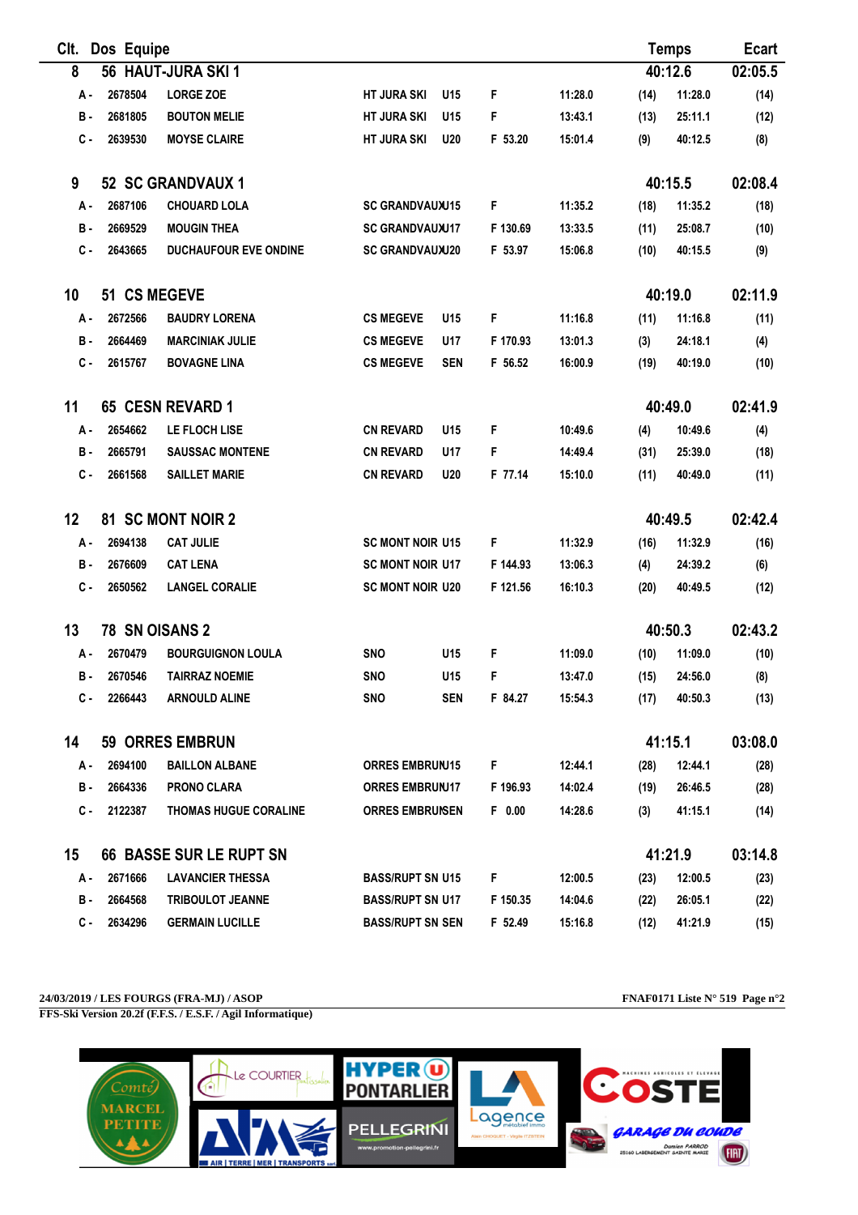| Clt. | Dos | Equipe | | | | | | | Temps | Ecart |
|---|---|---|---|---|---|---|---|---|---|---|
| 8 | 56 | HAUT-JURA SKI 1 | | | | | | | 40:12.6 | 02:05.5 |
| A - | 2678504 | LORGE ZOE | HT JURA SKI | U15 | F | 11:28.0 | (14) | 11:28.0 | | (14) |
| B - | 2681805 | BOUTON MELIE | HT JURA SKI | U15 | F | 13:43.1 | (13) | 25:11.1 | | (12) |
| C - | 2639530 | MOYSE CLAIRE | HT JURA SKI | U20 | F 53.20 | 15:01.4 | (9) | 40:12.5 | | (8) |
| 9 | 52 | SC GRANDVAUX 1 | | | | | | | 40:15.5 | 02:08.4 |
| A - | 2687106 | CHOUARD LOLA | SC GRANDVAUX | U15 | F | 11:35.2 | (18) | 11:35.2 | | (18) |
| B - | 2669529 | MOUGIN THEA | SC GRANDVAUX | U17 | F 130.69 | 13:33.5 | (11) | 25:08.7 | | (10) |
| C - | 2643665 | DUCHAUFOUR EVE ONDINE | SC GRANDVAUX | U20 | F 53.97 | 15:06.8 | (10) | 40:15.5 | | (9) |
| 10 | 51 | CS MEGEVE | | | | | | | 40:19.0 | 02:11.9 |
| A - | 2672566 | BAUDRY LORENA | CS MEGEVE | U15 | F | 11:16.8 | (11) | 11:16.8 | | (11) |
| B - | 2664469 | MARCINIAK JULIE | CS MEGEVE | U17 | F 170.93 | 13:01.3 | (3) | 24:18.1 | | (4) |
| C - | 2615767 | BOVAGNE LINA | CS MEGEVE | SEN | F 56.52 | 16:00.9 | (19) | 40:19.0 | | (10) |
| 11 | 65 | CESN REVARD 1 | | | | | | | 40:49.0 | 02:41.9 |
| A - | 2654662 | LE FLOCH LISE | CN REVARD | U15 | F | 10:49.6 | (4) | 10:49.6 | | (4) |
| B - | 2665791 | SAUSSAC MONTENE | CN REVARD | U17 | F | 14:49.4 | (31) | 25:39.0 | | (18) |
| C - | 2661568 | SAILLET MARIE | CN REVARD | U20 | F 77.14 | 15:10.0 | (11) | 40:49.0 | | (11) |
| 12 | 81 | SC MONT NOIR 2 | | | | | | | 40:49.5 | 02:42.4 |
| A - | 2694138 | CAT JULIE | SC MONT NOIR | U15 | F | 11:32.9 | (16) | 11:32.9 | | (16) |
| B - | 2676609 | CAT LENA | SC MONT NOIR | U17 | F 144.93 | 13:06.3 | (4) | 24:39.2 | | (6) |
| C - | 2650562 | LANGEL CORALIE | SC MONT NOIR | U20 | F 121.56 | 16:10.3 | (20) | 40:49.5 | | (12) |
| 13 | 78 | SN OISANS 2 | | | | | | | 40:50.3 | 02:43.2 |
| A - | 2670479 | BOURGUIGNON LOULA | SNO | U15 | F | 11:09.0 | (10) | 11:09.0 | | (10) |
| B - | 2670546 | TAIRRAZ NOEMIE | SNO | U15 | F | 13:47.0 | (15) | 24:56.0 | | (8) |
| C - | 2266443 | ARNOULD ALINE | SNO | SEN | F 84.27 | 15:54.3 | (17) | 40:50.3 | | (13) |
| 14 | 59 | ORRES EMBRUN | | | | | | | 41:15.1 | 03:08.0 |
| A - | 2694100 | BAILLON ALBANE | ORRES EMBRUN | U15 | F | 12:44.1 | (28) | 12:44.1 | | (28) |
| B - | 2664336 | PRONO CLARA | ORRES EMBRUN | U17 | F 196.93 | 14:02.4 | (19) | 26:46.5 | | (28) |
| C - | 2122387 | THOMAS HUGUE CORALINE | ORRES EMBRUN | SEN | F 0.00 | 14:28.6 | (3) | 41:15.1 | | (14) |
| 15 | 66 | BASSE SUR LE RUPT SN | | | | | | | 41:21.9 | 03:14.8 |
| A - | 2671666 | LAVANCIER THESSA | BASS/RUPT SN | U15 | F | 12:00.5 | (23) | 12:00.5 | | (23) |
| B - | 2664568 | TRIBOULOT JEANNE | BASS/RUPT SN | U17 | F 150.35 | 14:04.6 | (22) | 26:05.1 | | (22) |
| C - | 2634296 | GERMAIN LUCILLE | BASS/RUPT SN | SEN | F 52.49 | 15:16.8 | (12) | 41:21.9 | | (15) |

**24/03/2019 / LES FOURGS (FRA-MJ) / ASOP** — **FNAF0171 Liste N° 519**

**FFS-Ski Version 20.2f (F.F.S. / E.S.F. / Agil Informatique)**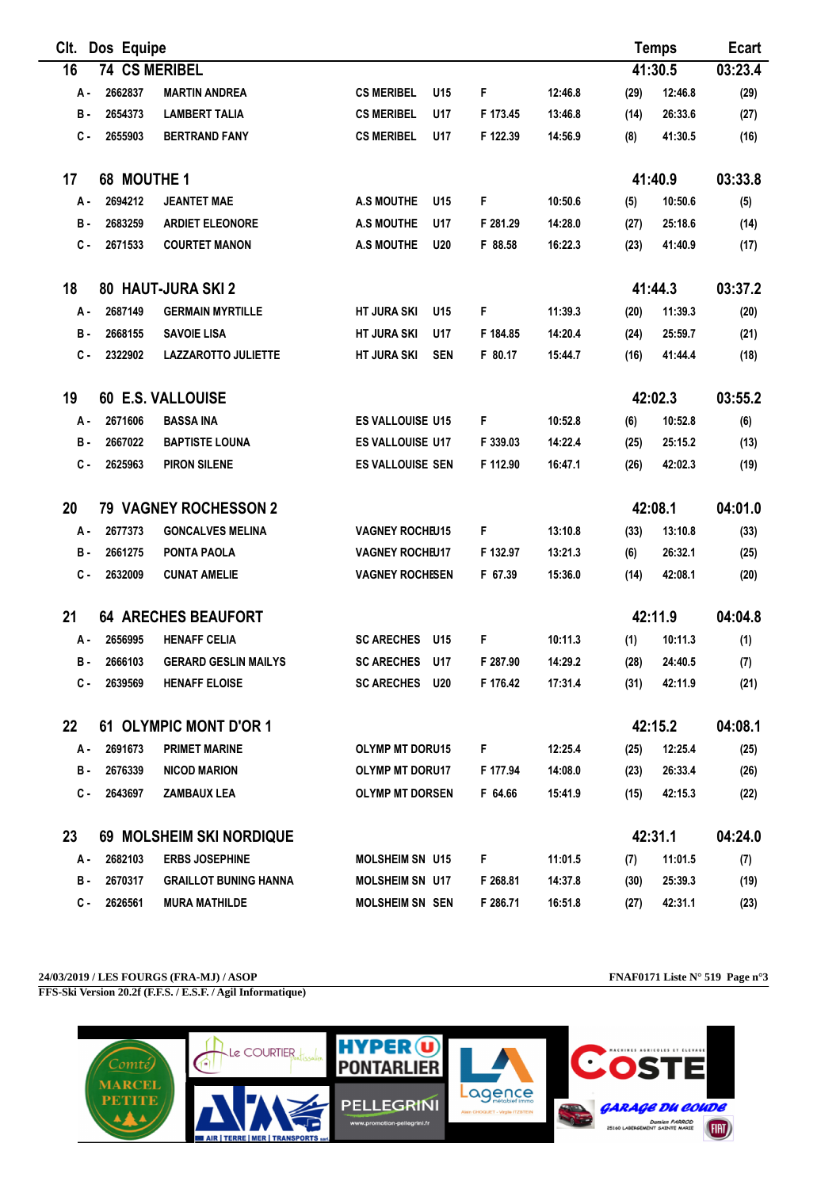| Clt. | Dos | Equipe | | | | | | | Temps | Ecart |
|---|---|---|---|---|---|---|---|---|---|---|
| 16 | 74 | CS MERIBEL | | | | | | | 41:30.5 | 03:23.4 |
| A - | 2662837 | MARTIN ANDREA | CS MERIBEL | U15 | F | | 12:46.8 | (29) | 12:46.8 | (29) |
| B - | 2654373 | LAMBERT TALIA | CS MERIBEL | U17 | F 173.45 | | 13:46.8 | (14) | 26:33.6 | (27) |
| C - | 2655903 | BERTRAND FANY | CS MERIBEL | U17 | F 122.39 | | 14:56.9 | (8) | 41:30.5 | (16) |
| 17 | 68 | MOUTHE 1 | | | | | | | 41:40.9 | 03:33.8 |
| A - | 2694212 | JEANTET MAE | A.S MOUTHE | U15 | F | | 10:50.6 | (5) | 10:50.6 | (5) |
| B - | 2683259 | ARDIET ELEONORE | A.S MOUTHE | U17 | F 281.29 | | 14:28.0 | (27) | 25:18.6 | (14) |
| C - | 2671533 | COURTET MANON | A.S MOUTHE | U20 | F 88.58 | | 16:22.3 | (23) | 41:40.9 | (17) |
| 18 | 80 | HAUT-JURA SKI 2 | | | | | | | 41:44.3 | 03:37.2 |
| A - | 2687149 | GERMAIN MYRTILLE | HT JURA SKI | U15 | F | | 11:39.3 | (20) | 11:39.3 | (20) |
| B - | 2668155 | SAVOIE LISA | HT JURA SKI | U17 | F 184.85 | | 14:20.4 | (24) | 25:59.7 | (21) |
| C - | 2322902 | LAZZAROTTO JULIETTE | HT JURA SKI | SEN | F 80.17 | | 15:44.7 | (16) | 41:44.4 | (18) |
| 19 | 60 | E.S. VALLOUISE | | | | | | | 42:02.3 | 03:55.2 |
| A - | 2671606 | BASSA INA | ES VALLOUISE | U15 | F | | 10:52.8 | (6) | 10:52.8 | (6) |
| B - | 2667022 | BAPTISTE LOUNA | ES VALLOUISE | U17 | F 339.03 | | 14:22.4 | (25) | 25:15.2 | (13) |
| C - | 2625963 | PIRON SILENE | ES VALLOUISE | SEN | F 112.90 | | 16:47.1 | (26) | 42:02.3 | (19) |
| 20 | 79 | VAGNEY ROCHESSON 2 | | | | | | | 42:08.1 | 04:01.0 |
| A - | 2677373 | GONCALVES MELINA | VAGNEY ROCHE | U15 | F | | 13:10.8 | (33) | 13:10.8 | (33) |
| B - | 2661275 | PONTA PAOLA | VAGNEY ROCHE | U17 | F 132.97 | | 13:21.3 | (6) | 26:32.1 | (25) |
| C - | 2632009 | CUNAT AMELIE | VAGNEY ROCHE | SEN | F 67.39 | | 15:36.0 | (14) | 42:08.1 | (20) |
| 21 | 64 | ARECHES BEAUFORT | | | | | | | 42:11.9 | 04:04.8 |
| A - | 2656995 | HENAFF CELIA | SC ARECHES | U15 | F | | 10:11.3 | (1) | 10:11.3 | (1) |
| B - | 2666103 | GERARD GESLIN MAILYS | SC ARECHES | U17 | F 287.90 | | 14:29.2 | (28) | 24:40.5 | (7) |
| C - | 2639569 | HENAFF ELOISE | SC ARECHES | U20 | F 176.42 | | 17:31.4 | (31) | 42:11.9 | (21) |
| 22 | 61 | OLYMPIC MONT D'OR 1 | | | | | | | 42:15.2 | 04:08.1 |
| A - | 2691673 | PRIMET MARINE | OLYMP MT DOR | U15 | F | | 12:25.4 | (25) | 12:25.4 | (25) |
| B - | 2676339 | NICOD MARION | OLYMP MT DOR | U17 | F 177.94 | | 14:08.0 | (23) | 26:33.4 | (26) |
| C - | 2643697 | ZAMBAUX LEA | OLYMP MT DOR | SEN | F 64.66 | | 15:41.9 | (15) | 42:15.3 | (22) |
| 23 | 69 | MOLSHEIM SKI NORDIQUE | | | | | | | 42:31.1 | 04:24.0 |
| A - | 2682103 | ERBS JOSEPHINE | MOLSHEIM SN | U15 | F | | 11:01.5 | (7) | 11:01.5 | (7) |
| B - | 2670317 | GRAILLOT BUNING HANNA | MOLSHEIM SN | U17 | F 268.81 | | 14:37.8 | (30) | 25:39.3 | (19) |
| C - | 2626561 | MURA MATHILDE | MOLSHEIM SN | SEN | F 286.71 | | 16:51.8 | (27) | 42:31.1 | (23) |

24/03/2019 / LES FOURGS (FRA-MJ) / ASOP — FNAF0171 Liste N° 519

FFS-Ski Version 20.2f (F.F.S. / E.S.F. / Agil Informatique)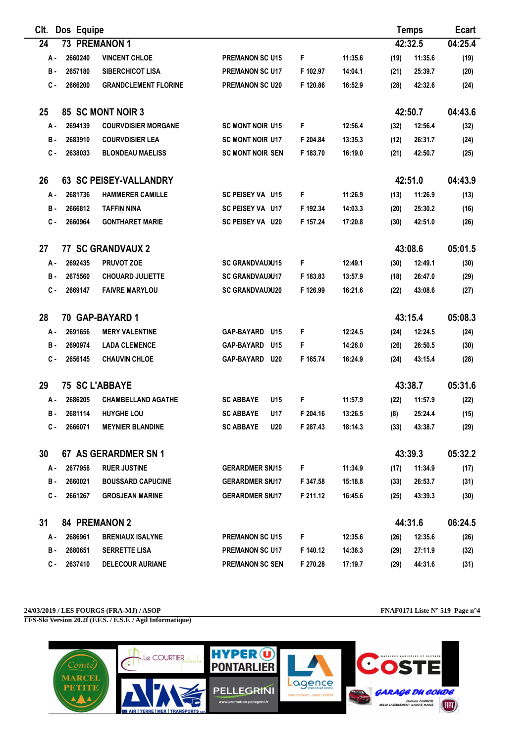| Clt. | Dos | Equipe | | | | | | Temps | Ecart |
|---|---|---|---|---|---|---|---|---|---|
| 24 | 73 | PREMANON 1 | | | | | | 42:32.5 | 04:25.4 |
| A - | 2660240 | VINCENT CHLOE | PREMANON SC U15 | F | 11:35.6 | (19) | 11:35.6 | | (19) |
| B - | 2657180 | SIBERCHICOT LISA | PREMANON SC U17 | F 102.97 | 14:04.1 | (21) | 25:39.7 | | (20) |
| C - | 2666200 | GRANDCLEMENT FLORINE | PREMANON SC U20 | F 120.86 | 16:52.9 | (28) | 42:32.6 | | (24) |
| 25 | 85 | SC MONT NOIR 3 | | | | | | 42:50.7 | 04:43.6 |
| A - | 2694139 | COURVOISIER MORGANE | SC MONT NOIR U15 | F | 12:56.4 | (32) | 12:56.4 | | (32) |
| B - | 2683910 | COURVOISIER LEA | SC MONT NOIR U17 | F 204.84 | 13:35.3 | (12) | 26:31.7 | | (24) |
| C - | 2638033 | BLONDEAU MAELISS | SC MONT NOIR SEN | F 183.70 | 16:19.0 | (21) | 42:50.7 | | (25) |
| 26 | 63 | SC PEISEY-VALLANDRY | | | | | | 42:51.0 | 04:43.9 |
| A - | 2681736 | HAMMERER CAMILLE | SC PEISEY VA U15 | F | 11:26.9 | (13) | 11:26.9 | | (13) |
| B - | 2666812 | TAFFIN NINA | SC PEISEY VA U17 | F 192.34 | 14:03.3 | (20) | 25:30.2 | | (16) |
| C - | 2660964 | GONTHARET MARIE | SC PEISEY VA U20 | F 157.24 | 17:20.8 | (30) | 42:51.0 | | (26) |
| 27 | 77 | SC GRANDVAUX 2 | | | | | | 43:08.6 | 05:01.5 |
| A - | 2692435 | PRUVOT ZOE | SC GRANDVAUXU15 | F | 12:49.1 | (30) | 12:49.1 | | (30) |
| B - | 2675560 | CHOUARD JULIETTE | SC GRANDVAUXU17 | F 183.83 | 13:57.9 | (18) | 26:47.0 | | (29) |
| C - | 2669147 | FAIVRE MARYLOU | SC GRANDVAUXU20 | F 126.99 | 16:21.6 | (22) | 43:08.6 | | (27) |
| 28 | 70 | GAP-BAYARD 1 | | | | | | 43:15.4 | 05:08.3 |
| A - | 2691656 | MERY VALENTINE | GAP-BAYARD U15 | F | 12:24.5 | (24) | 12:24.5 | | (24) |
| B - | 2690974 | LADA CLEMENCE | GAP-BAYARD U15 | F | 14:26.0 | (26) | 26:50.5 | | (30) |
| C - | 2656145 | CHAUVIN CHLOE | GAP-BAYARD U20 | F 165.74 | 16:24.9 | (24) | 43:15.4 | | (28) |
| 29 | 75 | SC L'ABBAYE | | | | | | 43:38.7 | 05:31.6 |
| A - | 2686205 | CHAMBELLAND AGATHE | SC ABBAYE U15 | F | 11:57.9 | (22) | 11:57.9 | | (22) |
| B - | 2681114 | HUYGHE LOU | SC ABBAYE U17 | F 204.16 | 13:26.5 | (8) | 25:24.4 | | (15) |
| C - | 2666071 | MEYNIER BLANDINE | SC ABBAYE U20 | F 287.43 | 18:14.3 | (33) | 43:38.7 | | (29) |
| 30 | 67 | AS GERARDMER SN 1 | | | | | | 43:39.3 | 05:32.2 |
| A - | 2677958 | RUER JUSTINE | GERARDMER SNU15 | F | 11:34.9 | (17) | 11:34.9 | | (17) |
| B - | 2660021 | BOUSSARD CAPUCINE | GERARDMER SNU17 | F 347.58 | 15:18.8 | (33) | 26:53.7 | | (31) |
| C - | 2661267 | GROSJEAN MARINE | GERARDMER SNU17 | F 211.12 | 16:45.6 | (25) | 43:39.3 | | (30) |
| 31 | 84 | PREMANON 2 | | | | | | 44:31.6 | 06:24.5 |
| A - | 2686961 | BRENIAUX ISALYNE | PREMANON SC U15 | F | 12:35.6 | (26) | 12:35.6 | | (26) |
| B - | 2680651 | SERRETTE LISA | PREMANON SC U17 | F 140.12 | 14:36.3 | (29) | 27:11.9 | | (32) |
| C - | 2637410 | DELECOUR AURIANE | PREMANON SC SEN | F 270.28 | 17:19.7 | (29) | 44:31.6 | | (31) |

24/03/2019 / LES FOURGS (FRA-MJ) / ASOP — FNAF0171 Liste N° 519 Page n°4

FFS-Ski Version 20.2f (F.F.S. / E.S.F. / Agil Informatique)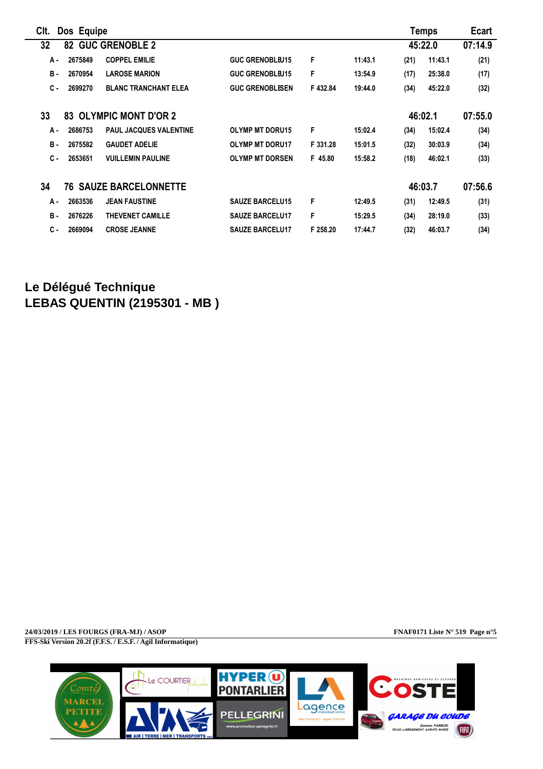| Clt. | Dos | Equipe | | | | | | Temps | Ecart |
|---|---|---|---|---|---|---|---|---|---|
| 32 | 82 | GUC GRENOBLE 2 | | | | | | 45:22.0 | 07:14.9 |
| A - | 2675849 | COPPEL EMILIE | GUC GRENOBLEU15 | F | | 11:43.1 | (21) | 11:43.1 | (21) |
| B - | 2670954 | LAROSE MARION | GUC GRENOBLEU15 | F | | 13:54.9 | (17) | 25:38.0 | (17) |
| C - | 2699270 | BLANC TRANCHANT ELEA | GUC GRENOBLESEN | F | 432.84 | 19:44.0 | (34) | 45:22.0 | (32) |
| 33 | 83 | OLYMPIC MONT D'OR 2 | | | | | | 46:02.1 | 07:55.0 |
| A - | 2686753 | PAUL JACQUES VALENTINE | OLYMP MT DORU15 | F | | 15:02.4 | (34) | 15:02.4 | (34) |
| B - | 2675582 | GAUDET ADELIE | OLYMP MT DORU17 | F | 331.28 | 15:01.5 | (32) | 30:03.9 | (34) |
| C - | 2653651 | VUILLEMIN PAULINE | OLYMP MT DORSEN | F | 45.80 | 15:58.2 | (18) | 46:02.1 | (33) |
| 34 | 76 | SAUZE BARCELONNETTE | | | | | | 46:03.7 | 07:56.6 |
| A - | 2663536 | JEAN FAUSTINE | SAUZE BARCELU15 | F | | 12:49.5 | (31) | 12:49.5 | (31) |
| B - | 2676226 | THEVENET CAMILLE | SAUZE BARCELU17 | F | | 15:29.5 | (34) | 28:19.0 | (33) |
| C - | 2669094 | CROSE JEANNE | SAUZE BARCELU17 | F | 258.20 | 17:44.7 | (32) | 46:03.7 | (34) |

**Le Délégué Technique**
**LEBAS QUENTIN (2195301 - MB )**